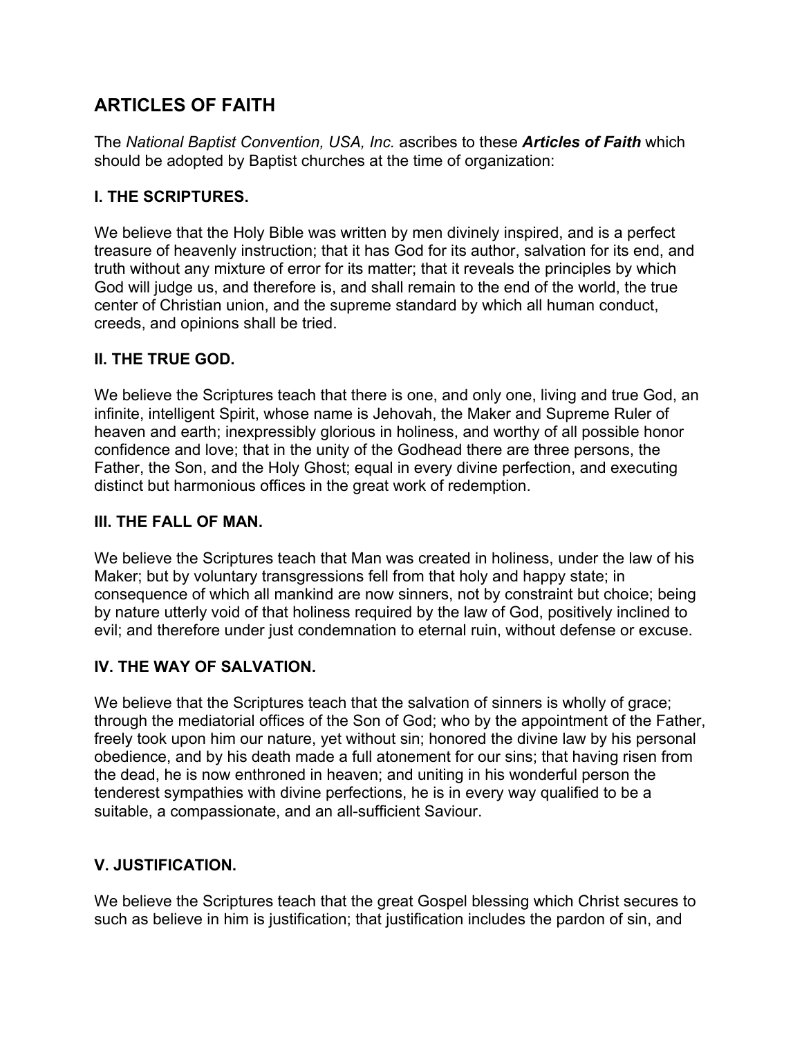# ARTICLES OF FAITH

The *National Baptist Convention, USA, Inc.* ascribes to these ***Articles of Faith*** which should be adopted by Baptist churches at the time of organization:

## I. THE SCRIPTURES.

We believe that the Holy Bible was written by men divinely inspired, and is a perfect treasure of heavenly instruction; that it has God for its author, salvation for its end, and truth without any mixture of error for its matter; that it reveals the principles by which God will judge us, and therefore is, and shall remain to the end of the world, the true center of Christian union, and the supreme standard by which all human conduct, creeds, and opinions shall be tried.

## II. THE TRUE GOD.

We believe the Scriptures teach that there is one, and only one, living and true God, an infinite, intelligent Spirit, whose name is Jehovah, the Maker and Supreme Ruler of heaven and earth; inexpressibly glorious in holiness, and worthy of all possible honor confidence and love; that in the unity of the Godhead there are three persons, the Father, the Son, and the Holy Ghost; equal in every divine perfection, and executing distinct but harmonious offices in the great work of redemption.

## III. THE FALL OF MAN.

We believe the Scriptures teach that Man was created in holiness, under the law of his Maker; but by voluntary transgressions fell from that holy and happy state; in consequence of which all mankind are now sinners, not by constraint but choice; being by nature utterly void of that holiness required by the law of God, positively inclined to evil; and therefore under just condemnation to eternal ruin, without defense or excuse.

## IV. THE WAY OF SALVATION.

We believe that the Scriptures teach that the salvation of sinners is wholly of grace; through the mediatorial offices of the Son of God; who by the appointment of the Father, freely took upon him our nature, yet without sin; honored the divine law by his personal obedience, and by his death made a full atonement for our sins; that having risen from the dead, he is now enthroned in heaven; and uniting in his wonderful person the tenderest sympathies with divine perfections, he is in every way qualified to be a suitable, a compassionate, and an all-sufficient Saviour.

## V. JUSTIFICATION.

We believe the Scriptures teach that the great Gospel blessing which Christ secures to such as believe in him is justification; that justification includes the pardon of sin, and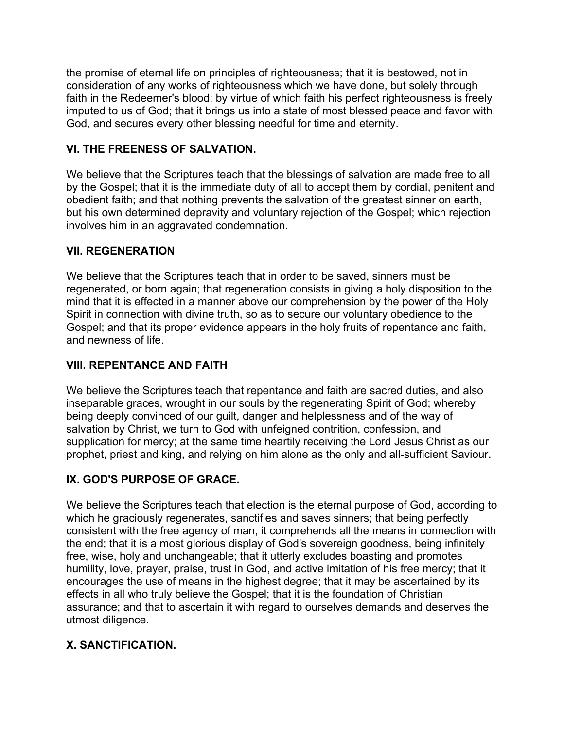the promise of eternal life on principles of righteousness; that it is bestowed, not in consideration of any works of righteousness which we have done, but solely through faith in the Redeemer's blood; by virtue of which faith his perfect righteousness is freely imputed to us of God; that it brings us into a state of most blessed peace and favor with God, and secures every other blessing needful for time and eternity.

### VI. THE FREENESS OF SALVATION.

We believe that the Scriptures teach that the blessings of salvation are made free to all by the Gospel; that it is the immediate duty of all to accept them by cordial, penitent and obedient faith; and that nothing prevents the salvation of the greatest sinner on earth, but his own determined depravity and voluntary rejection of the Gospel; which rejection involves him in an aggravated condemnation.

### VII. REGENERATION

We believe that the Scriptures teach that in order to be saved, sinners must be regenerated, or born again; that regeneration consists in giving a holy disposition to the mind that it is effected in a manner above our comprehension by the power of the Holy Spirit in connection with divine truth, so as to secure our voluntary obedience to the Gospel; and that its proper evidence appears in the holy fruits of repentance and faith, and newness of life.

### VIII. REPENTANCE AND FAITH

We believe the Scriptures teach that repentance and faith are sacred duties, and also inseparable graces, wrought in our souls by the regenerating Spirit of God; whereby being deeply convinced of our guilt, danger and helplessness and of the way of salvation by Christ, we turn to God with unfeigned contrition, confession, and supplication for mercy; at the same time heartily receiving the Lord Jesus Christ as our prophet, priest and king, and relying on him alone as the only and all-sufficient Saviour.

### IX. GOD'S PURPOSE OF GRACE.

We believe the Scriptures teach that election is the eternal purpose of God, according to which he graciously regenerates, sanctifies and saves sinners; that being perfectly consistent with the free agency of man, it comprehends all the means in connection with the end; that it is a most glorious display of God's sovereign goodness, being infinitely free, wise, holy and unchangeable; that it utterly excludes boasting and promotes humility, love, prayer, praise, trust in God, and active imitation of his free mercy; that it encourages the use of means in the highest degree; that it may be ascertained by its effects in all who truly believe the Gospel; that it is the foundation of Christian assurance; and that to ascertain it with regard to ourselves demands and deserves the utmost diligence.

### X. SANCTIFICATION.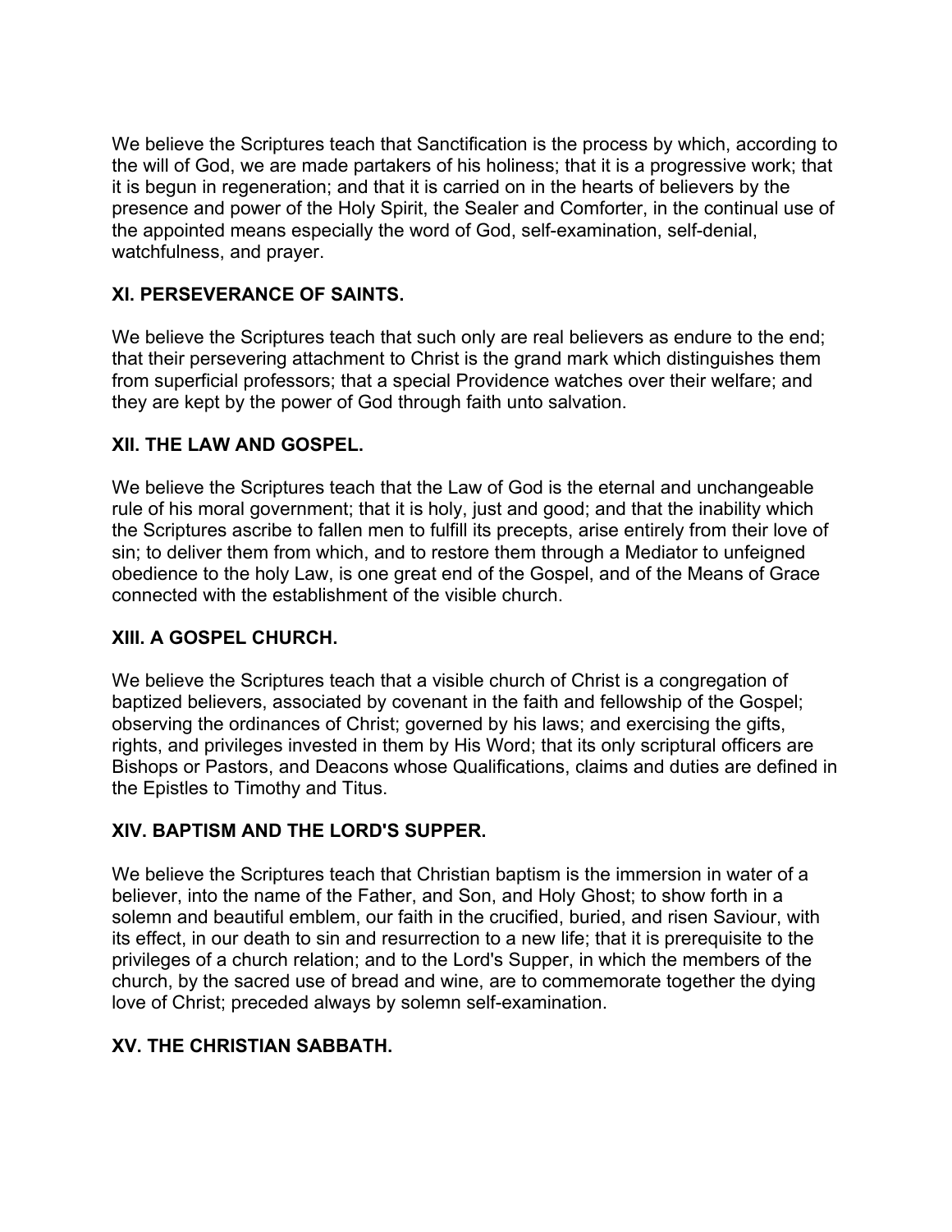We believe the Scriptures teach that Sanctification is the process by which, according to the will of God, we are made partakers of his holiness; that it is a progressive work; that it is begun in regeneration; and that it is carried on in the hearts of believers by the presence and power of the Holy Spirit, the Sealer and Comforter, in the continual use of the appointed means especially the word of God, self-examination, self-denial, watchfulness, and prayer.

### XI. PERSEVERANCE OF SAINTS.

We believe the Scriptures teach that such only are real believers as endure to the end; that their persevering attachment to Christ is the grand mark which distinguishes them from superficial professors; that a special Providence watches over their welfare; and they are kept by the power of God through faith unto salvation.

### XII. THE LAW AND GOSPEL.

We believe the Scriptures teach that the Law of God is the eternal and unchangeable rule of his moral government; that it is holy, just and good; and that the inability which the Scriptures ascribe to fallen men to fulfill its precepts, arise entirely from their love of sin; to deliver them from which, and to restore them through a Mediator to unfeigned obedience to the holy Law, is one great end of the Gospel, and of the Means of Grace connected with the establishment of the visible church.

### XIII. A GOSPEL CHURCH.

We believe the Scriptures teach that a visible church of Christ is a congregation of baptized believers, associated by covenant in the faith and fellowship of the Gospel; observing the ordinances of Christ; governed by his laws; and exercising the gifts, rights, and privileges invested in them by His Word; that its only scriptural officers are Bishops or Pastors, and Deacons whose Qualifications, claims and duties are defined in the Epistles to Timothy and Titus.

### XIV. BAPTISM AND THE LORD'S SUPPER.

We believe the Scriptures teach that Christian baptism is the immersion in water of a believer, into the name of the Father, and Son, and Holy Ghost; to show forth in a solemn and beautiful emblem, our faith in the crucified, buried, and risen Saviour, with its effect, in our death to sin and resurrection to a new life; that it is prerequisite to the privileges of a church relation; and to the Lord's Supper, in which the members of the church, by the sacred use of bread and wine, are to commemorate together the dying love of Christ; preceded always by solemn self-examination.

### XV. THE CHRISTIAN SABBATH.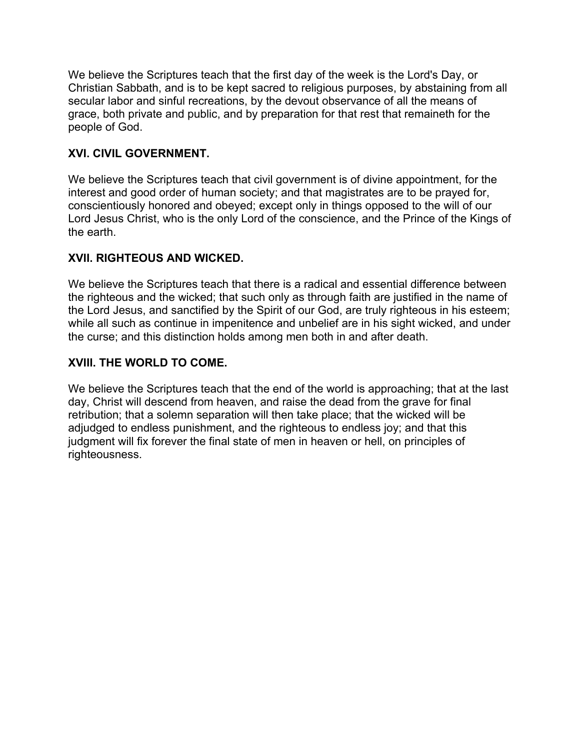We believe the Scriptures teach that the first day of the week is the Lord's Day, or Christian Sabbath, and is to be kept sacred to religious purposes, by abstaining from all secular labor and sinful recreations, by the devout observance of all the means of grace, both private and public, and by preparation for that rest that remaineth for the people of God.

## XVI. CIVIL GOVERNMENT.

We believe the Scriptures teach that civil government is of divine appointment, for the interest and good order of human society; and that magistrates are to be prayed for, conscientiously honored and obeyed; except only in things opposed to the will of our Lord Jesus Christ, who is the only Lord of the conscience, and the Prince of the Kings of the earth.

## XVII. RIGHTEOUS AND WICKED.

We believe the Scriptures teach that there is a radical and essential difference between the righteous and the wicked; that such only as through faith are justified in the name of the Lord Jesus, and sanctified by the Spirit of our God, are truly righteous in his esteem; while all such as continue in impenitence and unbelief are in his sight wicked, and under the curse; and this distinction holds among men both in and after death.

## XVIII. THE WORLD TO COME.

We believe the Scriptures teach that the end of the world is approaching; that at the last day, Christ will descend from heaven, and raise the dead from the grave for final retribution; that a solemn separation will then take place; that the wicked will be adjudged to endless punishment, and the righteous to endless joy; and that this judgment will fix forever the final state of men in heaven or hell, on principles of righteousness.